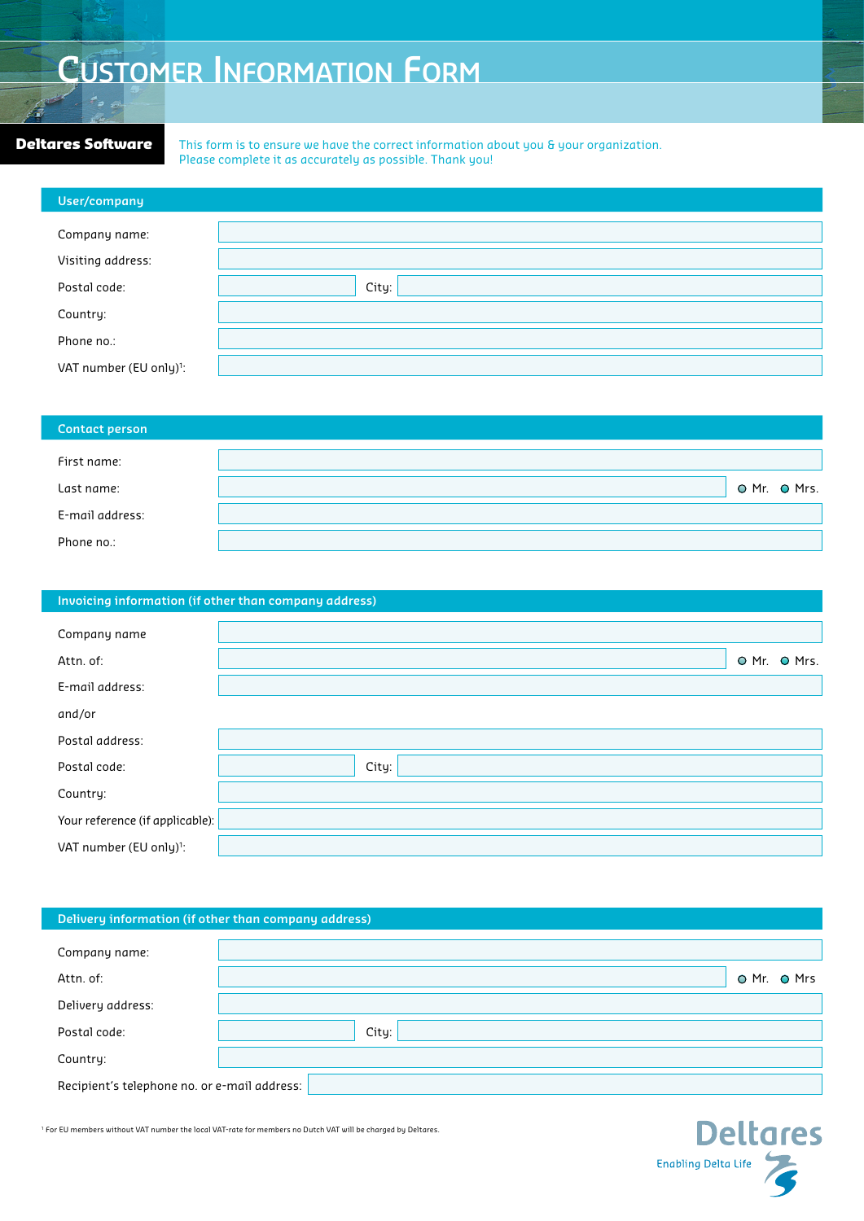# Customer Information Form

**Deltares Software**

This form is to ensure we have the correct information about you & your organization.
Please complete it as accurately as possible. Thank you!

## User/company

Company name:

Visiting address:

Postal code: City:

Country:

Phone no.:

VAT number (EU only)[1]:

## Contact person

First name:

Last name: ○ Mr. ○ Mrs.

E-mail address:

Phone no.:

## Invoicing information (if other than company address)

Company name

Attn. of: ○ Mr. ○ Mrs.

E-mail address:

and/or

Postal address:

Postal code: City:

Country:

Your reference (if applicable):

VAT number (EU only)[1]:

## Delivery information (if other than company address)

Company name:

Attn. of: ○ Mr. ○ Mrs

Delivery address:

Postal code: City:

Country:

Recipient's telephone no. or e-mail address:

[1] For EU members without VAT number the local VAT-rate for members no Dutch VAT will be charged by Deltares.

Deltares
Enabling Delta Life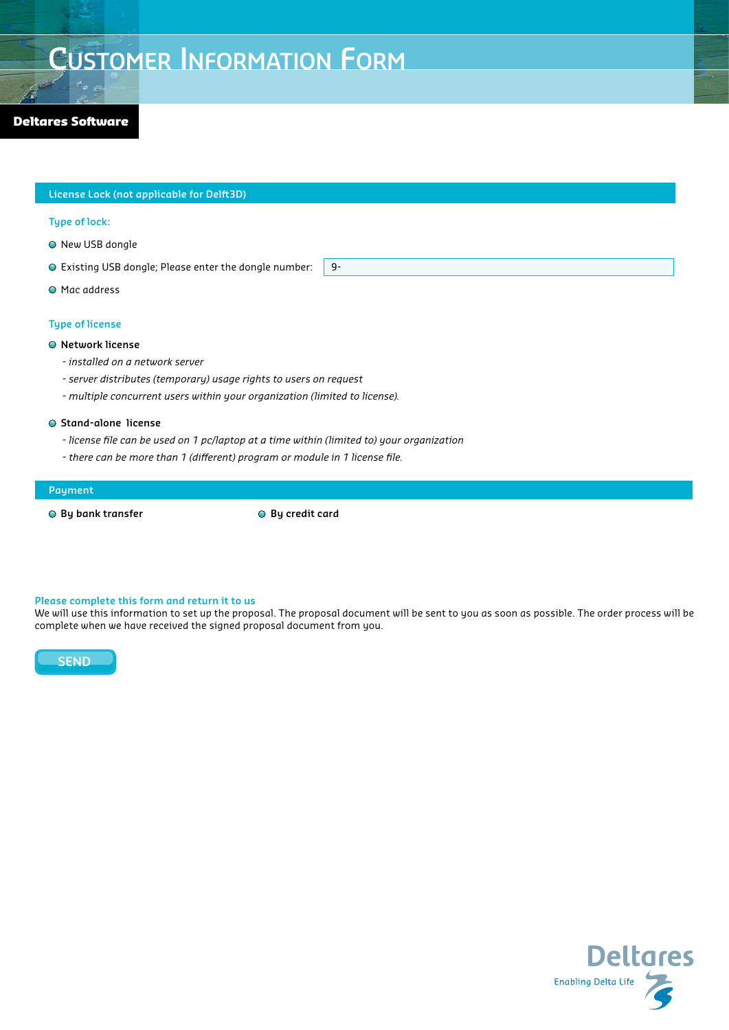# Customer Information Form

**Deltares Software**

## License Lock (not applicable for Delft3D)

### Type of lock:

- New USB dongle
- Existing USB dongle; Please enter the dongle number: 9-
- Mac address

### Type of license

- **Network license**
  - *- installed on a network server*
  - *- server distributes (temporary) usage rights to users on request*
  - *- multiple concurrent users within your organization (limited to license).*
- **Stand-alone license**
  - *- license file can be used on 1 pc/laptop at a time within (limited to) your organization*
  - *- there can be more than 1 (different) program or module in 1 license file.*

## Payment

- **By bank transfer**
- **By credit card**

**Please complete this form and return it to us**

We will use this information to set up the proposal. The proposal document will be sent to you as soon as possible. The order process will be complete when we have received the signed proposal document from you.

SEND

Deltares
Enabling Delta Life